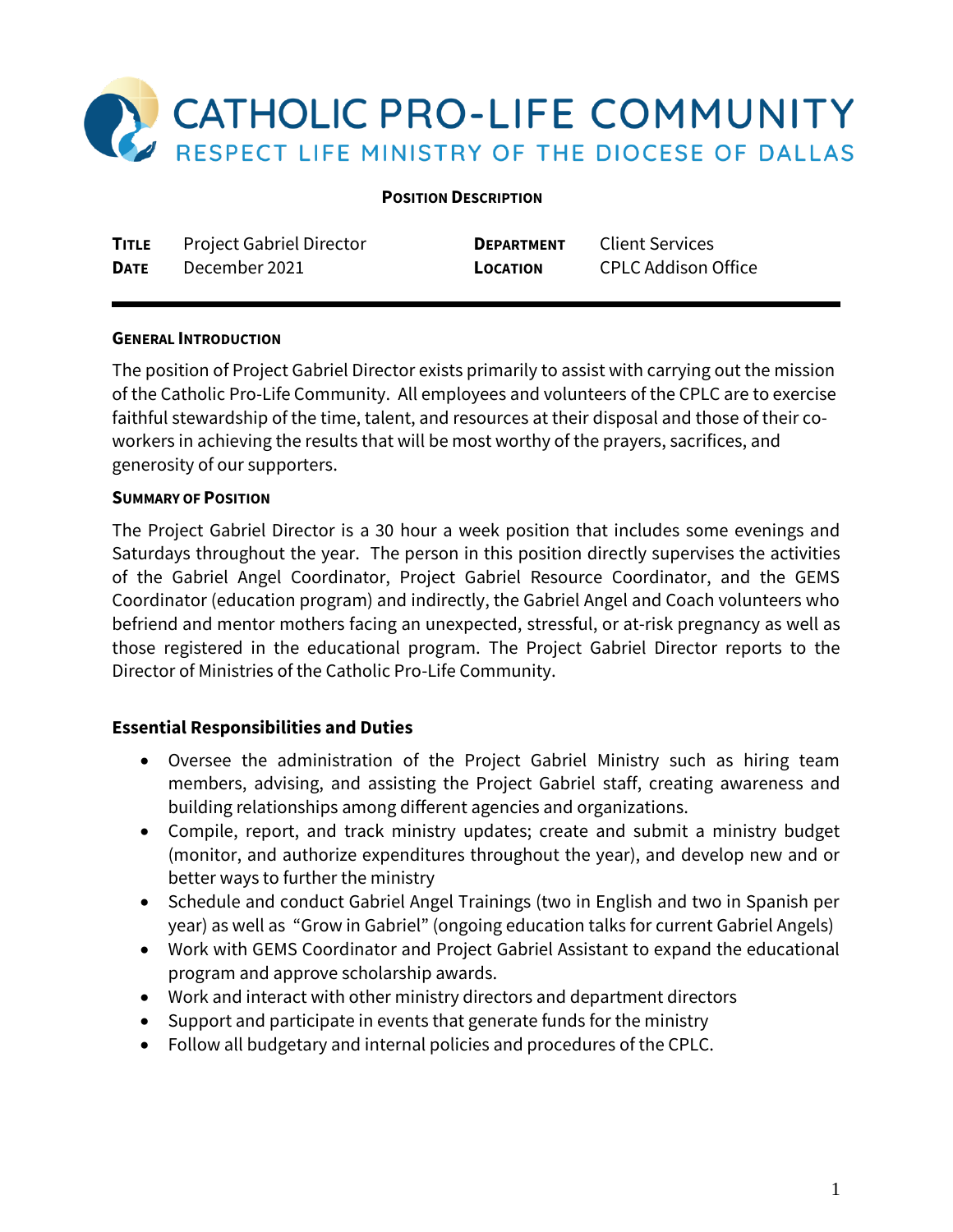# CATHOLIC PRO-LIFE COMMUNITY

RESPECT LIFE MINISTRY OF THE DIOCESE OF DALLAS

## POSITION DESCRIPTION

| | | | |
|---|---|---|---|
| **TITLE** | Project Gabriel Director | **DEPARTMENT** | Client Services |
| **DATE** | December 2021 | **LOCATION** | CPLC Addison Office |

### GENERAL INTRODUCTION

The position of Project Gabriel Director exists primarily to assist with carrying out the mission of the Catholic Pro-Life Community. All employees and volunteers of the CPLC are to exercise faithful stewardship of the time, talent, and resources at their disposal and those of their co-workers in achieving the results that will be most worthy of the prayers, sacrifices, and generosity of our supporters.

### SUMMARY OF POSITION

The Project Gabriel Director is a 30 hour a week position that includes some evenings and Saturdays throughout the year. The person in this position directly supervises the activities of the Gabriel Angel Coordinator, Project Gabriel Resource Coordinator, and the GEMS Coordinator (education program) and indirectly, the Gabriel Angel and Coach volunteers who befriend and mentor mothers facing an unexpected, stressful, or at-risk pregnancy as well as those registered in the educational program. The Project Gabriel Director reports to the Director of Ministries of the Catholic Pro-Life Community.

### Essential Responsibilities and Duties

- Oversee the administration of the Project Gabriel Ministry such as hiring team members, advising, and assisting the Project Gabriel staff, creating awareness and building relationships among different agencies and organizations.
- Compile, report, and track ministry updates; create and submit a ministry budget (monitor, and authorize expenditures throughout the year), and develop new and or better ways to further the ministry
- Schedule and conduct Gabriel Angel Trainings (two in English and two in Spanish per year) as well as "Grow in Gabriel" (ongoing education talks for current Gabriel Angels)
- Work with GEMS Coordinator and Project Gabriel Assistant to expand the educational program and approve scholarship awards.
- Work and interact with other ministry directors and department directors
- Support and participate in events that generate funds for the ministry
- Follow all budgetary and internal policies and procedures of the CPLC.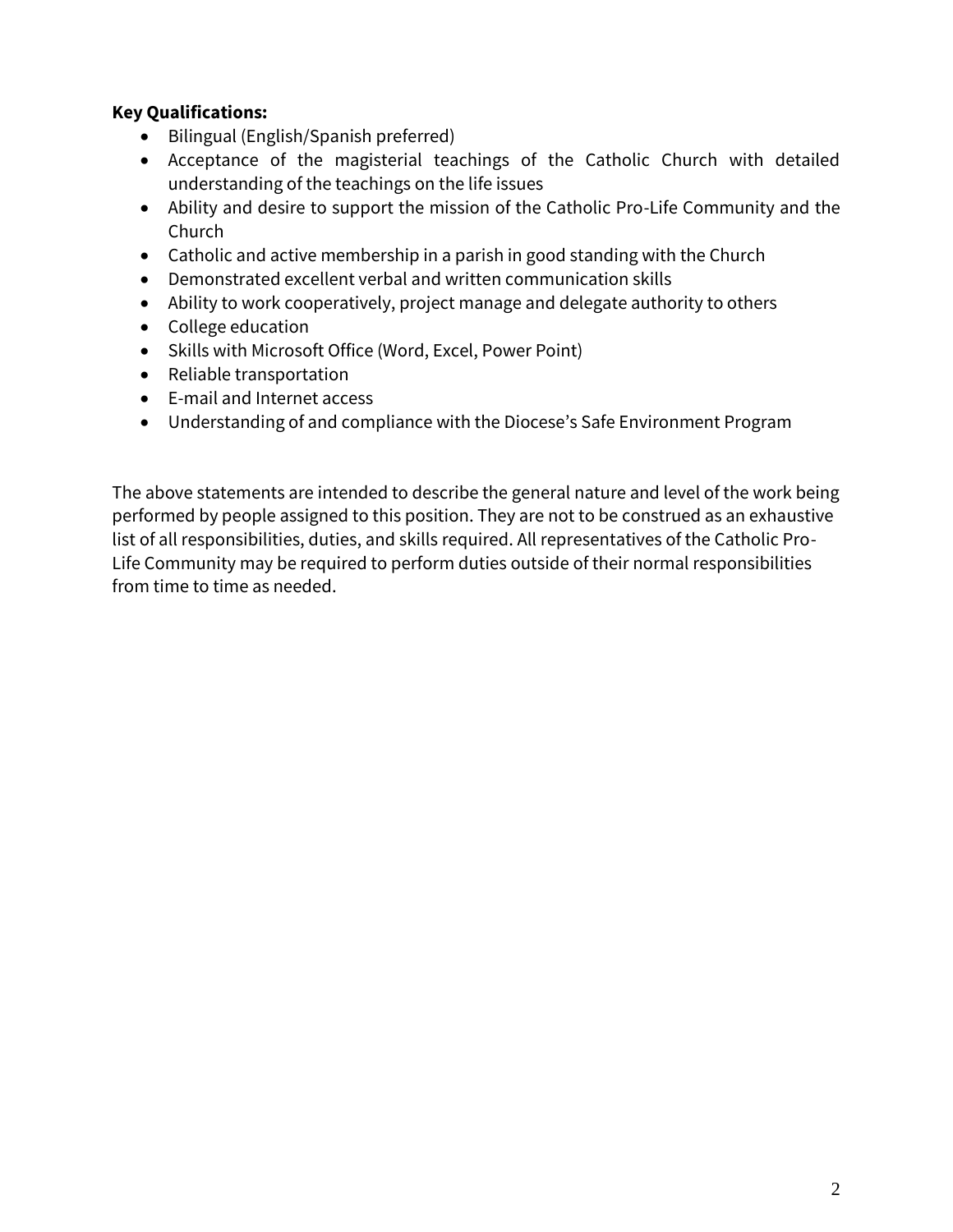**Key Qualifications:**

- Bilingual (English/Spanish preferred)
- Acceptance of the magisterial teachings of the Catholic Church with detailed understanding of the teachings on the life issues
- Ability and desire to support the mission of the Catholic Pro-Life Community and the Church
- Catholic and active membership in a parish in good standing with the Church
- Demonstrated excellent verbal and written communication skills
- Ability to work cooperatively, project manage and delegate authority to others
- College education
- Skills with Microsoft Office (Word, Excel, Power Point)
- Reliable transportation
- E-mail and Internet access
- Understanding of and compliance with the Diocese's Safe Environment Program

The above statements are intended to describe the general nature and level of the work being performed by people assigned to this position. They are not to be construed as an exhaustive list of all responsibilities, duties, and skills required. All representatives of the Catholic Pro-Life Community may be required to perform duties outside of their normal responsibilities from time to time as needed.